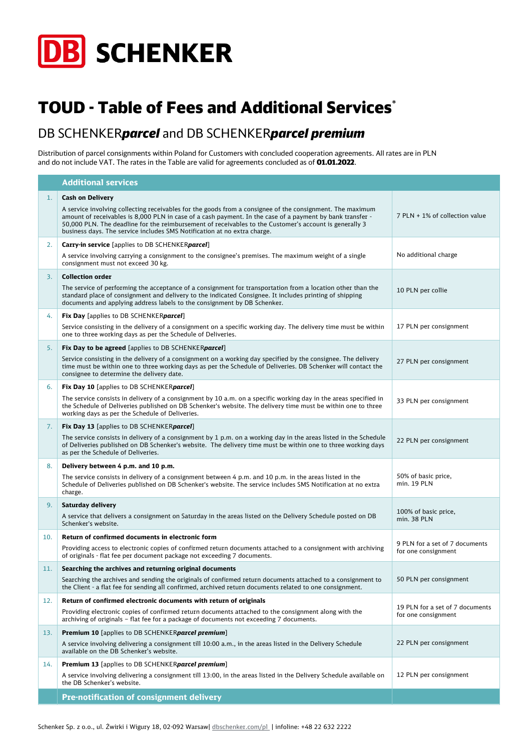DB SCHENKER

# TOUD - Table of Fees and Additional Services*

## DB SCHENKER***parcel*** and DB SCHENKER***parcel premium***

Distribution of parcel consignments within Poland for Customers with concluded cooperation agreements. All rates are in PLN and do not include VAT. The rates in the Table are valid for agreements concluded as of **01.01.2022**.

| | Additional services | |
|---|---|---|
| 1. | **Cash on Delivery**<br>A service involving collecting receivables for the goods from a consignee of the consignment. The maximum amount of receivables is 8,000 PLN in case of a cash payment. In the case of a payment by bank transfer - 50,000 PLN. The deadline for the reimbursement of receivables to the Customer's account is generally 3 business days. The service includes SMS Notification at no extra charge. | 7 PLN + 1% of collection value |
| 2. | **Carry-in service** [applies to DB SCHENKER***parcel***]<br>A service involving carrying a consignment to the consignee's premises. The maximum weight of a single consignment must not exceed 30 kg. | No additional charge |
| 3. | **Collection order**<br>The service of performing the acceptance of a consignment for transportation from a location other than the standard place of consignment and delivery to the indicated Consignee. It includes printing of shipping documents and applying address labels to the consignment by DB Schenker. | 10 PLN per collie |
| 4. | **Fix Day** [applies to DB SCHENKER***parcel***]<br>Service consisting in the delivery of a consignment on a specific working day. The delivery time must be within one to three working days as per the Schedule of Deliveries. | 17 PLN per consignment |
| 5. | **Fix Day to be agreed** [applies to DB SCHENKER***parcel***]<br>Service consisting in the delivery of a consignment on a working day specified by the consignee. The delivery time must be within one to three working days as per the Schedule of Deliveries. DB Schenker will contact the consignee to determine the delivery date. | 27 PLN per consignment |
| 6. | **Fix Day 10** [applies to DB SCHENKER***parcel***]<br>The service consists in delivery of a consignment by 10 a.m. on a specific working day in the areas specified in the Schedule of Deliveries published on DB Schenker's website. The delivery time must be within one to three working days as per the Schedule of Deliveries. | 33 PLN per consignment |
| 7. | **Fix Day 13** [applies to DB SCHENKER***parcel***]<br>The service consists in delivery of a consignment by 1 p.m. on a working day in the areas listed in the Schedule of Deliveries published on DB Schenker's website. The delivery time must be within one to three working days as per the Schedule of Deliveries. | 22 PLN per consignment |
| 8. | **Delivery between 4 p.m. and 10 p.m.**<br>The service consists in delivery of a consignment between 4 p.m. and 10 p.m. in the areas listed in the Schedule of Deliveries published on DB Schenker's website. The service includes SMS Notification at no extra charge. | 50% of basic price, min. 19 PLN |
| 9. | **Saturday delivery**<br>A service that delivers a consignment on Saturday in the areas listed on the Delivery Schedule posted on DB Schenker's website. | 100% of basic price, min. 38 PLN |
| 10. | **Return of confirmed documents in electronic form**<br>Providing access to electronic copies of confirmed return documents attached to a consignment with archiving of originals - flat fee per document package not exceeding 7 documents. | 9 PLN for a set of 7 documents for one consignment |
| 11. | **Searching the archives and returning original documents**<br>Searching the archives and sending the originals of confirmed return documents attached to a consignment to the Client - a flat fee for sending all confirmed, archived return documents related to one consignment. | 50 PLN per consignment |
| 12. | **Return of confirmed electronic documents with return of originals**<br>Providing electronic copies of confirmed return documents attached to the consignment along with the archiving of originals – flat fee for a package of documents not exceeding 7 documents. | 19 PLN for a set of 7 documents for one consignment |
| 13. | **Premium 10** [applies to DB SCHENKER***parcel premium***]<br>A service involving delivering a consignment till 10:00 a.m., in the areas listed in the Delivery Schedule available on the DB Schenker's website. | 22 PLN per consignment |
| 14. | **Premium 13** [applies to DB SCHENKER***parcel premium***]<br>A service involving delivering a consignment till 13:00, in the areas listed in the Delivery Schedule available on the DB Schenker's website. | 12 PLN per consignment |
| | **Pre-notification of consignment delivery** | |

Schenker Sp. z o.o., ul. Żwirki i Wigury 18, 02-092 Warsaw| dbschenker.com/pl | infoline: +48 22 632 2222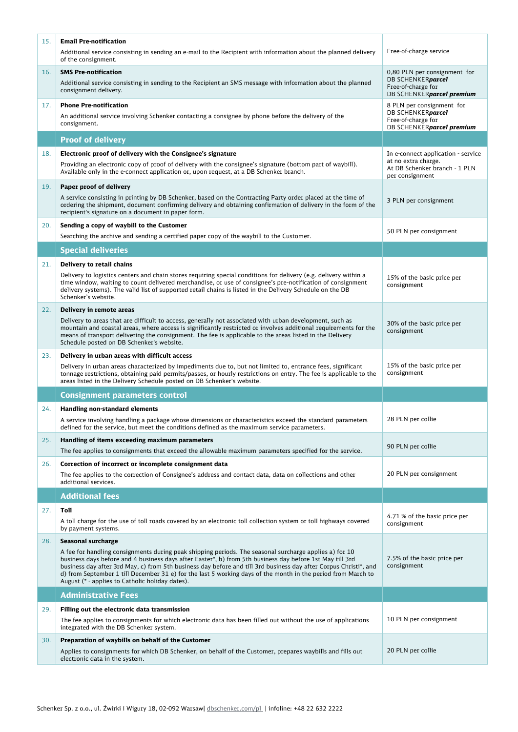| | | |
|---|---|---|
| 15. | **Email Pre-notification**<br><br>Additional service consisting in sending an e-mail to the Recipient with information about the planned delivery of the consignment. | Free-of-charge service |
| 16. | **SMS Pre-notification**<br><br>Additional service consisting in sending to the Recipient an SMS message with information about the planned consignment delivery. | 0,80 PLN per consignment for DB SCHENKER***parcel***<br>Free-of-charge for DB SCHENKER***parcel premium*** |
| 17. | **Phone Pre-notification**<br><br>An additional service involving Schenker contacting a consignee by phone before the delivery of the consignment. | 8 PLN per consignment for DB SCHENKER***parcel***<br>Free-of-charge for DB SCHENKER***parcel premium*** |
| | **Proof of delivery** | |
| 18. | **Electronic proof of delivery with the Consignee's signature**<br><br>Providing an electronic copy of proof of delivery with the consignee's signature (bottom part of waybill). Available only in the e-connect application or, upon request, at a DB Schenker branch. | In e-connect application - service at no extra charge.<br>At DB Schenker branch - 1 PLN per consignment |
| 19. | **Paper proof of delivery**<br><br>A service consisting in printing by DB Schenker, based on the Contracting Party order placed at the time of ordering the shipment, document confirming delivery and obtaining confirmation of delivery in the form of the recipient's signature on a document in paper form. | 3 PLN per consignment |
| 20. | **Sending a copy of waybill to the Customer**<br><br>Searching the archive and sending a certified paper copy of the waybill to the Customer. | 50 PLN per consignment |
| | **Special deliveries** | |
| 21. | **Delivery to retail chains**<br><br>Delivery to logistics centers and chain stores requiring special conditions for delivery (e.g. delivery within a time window, waiting to count delivered merchandise, or use of consignee's pre-notification of consignment delivery systems). The valid list of supported retail chains is listed in the Delivery Schedule on the DB Schenker's website. | 15% of the basic price per consignment |
| 22. | **Delivery in remote areas**<br><br>Delivery to areas that are difficult to access, generally not associated with urban development, such as mountain and coastal areas, where access is significantly restricted or involves additional requirements for the means of transport delivering the consignment. The fee is applicable to the areas listed in the Delivery Schedule posted on DB Schenker's website. | 30% of the basic price per consignment |
| 23. | **Delivery in urban areas with difficult access**<br><br>Delivery in urban areas characterized by impediments due to, but not limited to, entrance fees, significant tonnage restrictions, obtaining paid permits/passes, or hourly restrictions on entry. The fee is applicable to the areas listed in the Delivery Schedule posted on DB Schenker's website. | 15% of the basic price per consignment |
| | **Consignment parameters control** | |
| 24. | **Handling non-standard elements**<br><br>A service involving handling a package whose dimensions or characteristics exceed the standard parameters defined for the service, but meet the conditions defined as the maximum service parameters. | 28 PLN per collie |
| 25. | **Handling of items exceeding maximum parameters**<br><br>The fee applies to consignments that exceed the allowable maximum parameters specified for the service. | 90 PLN per collie |
| 26. | **Correction of incorrect or incomplete consignment data**<br><br>The fee applies to the correction of Consignee's address and contact data, data on collections and other additional services. | 20 PLN per consignment |
| | **Additional fees** | |
| 27. | **Toll**<br><br>A toll charge for the use of toll roads covered by an electronic toll collection system or toll highways covered by payment systems. | 4.71 % of the basic price per consignment |
| 28. | **Seasonal surcharge**<br><br>A fee for handling consignments during peak shipping periods. The seasonal surcharge applies a) for 10 business days before and 4 business days after Easter*, b) from 5th business day before 1st May till 3rd business day after 3rd May, c) from 5th business day before and till 3rd business day after Corpus Christi*, and d) from September 1 till December 31 e) for the last 5 working days of the month in the period from March to August (* - applies to Catholic holiday dates). | 7.5% of the basic price per consignment |
| | **Administrative Fees** | |
| 29. | **Filling out the electronic data transmission**<br><br>The fee applies to consignments for which electronic data has been filled out without the use of applications integrated with the DB Schenker system. | 10 PLN per consignment |
| 30. | **Preparation of waybills on behalf of the Customer**<br><br>Applies to consignments for which DB Schenker, on behalf of the Customer, prepares waybills and fills out electronic data in the system. | 20 PLN per collie |

Schenker Sp. z o.o., ul. Żwirki i Wigury 18, 02-092 Warsaw| dbschenker.com/pl | infoline: +48 22 632 2222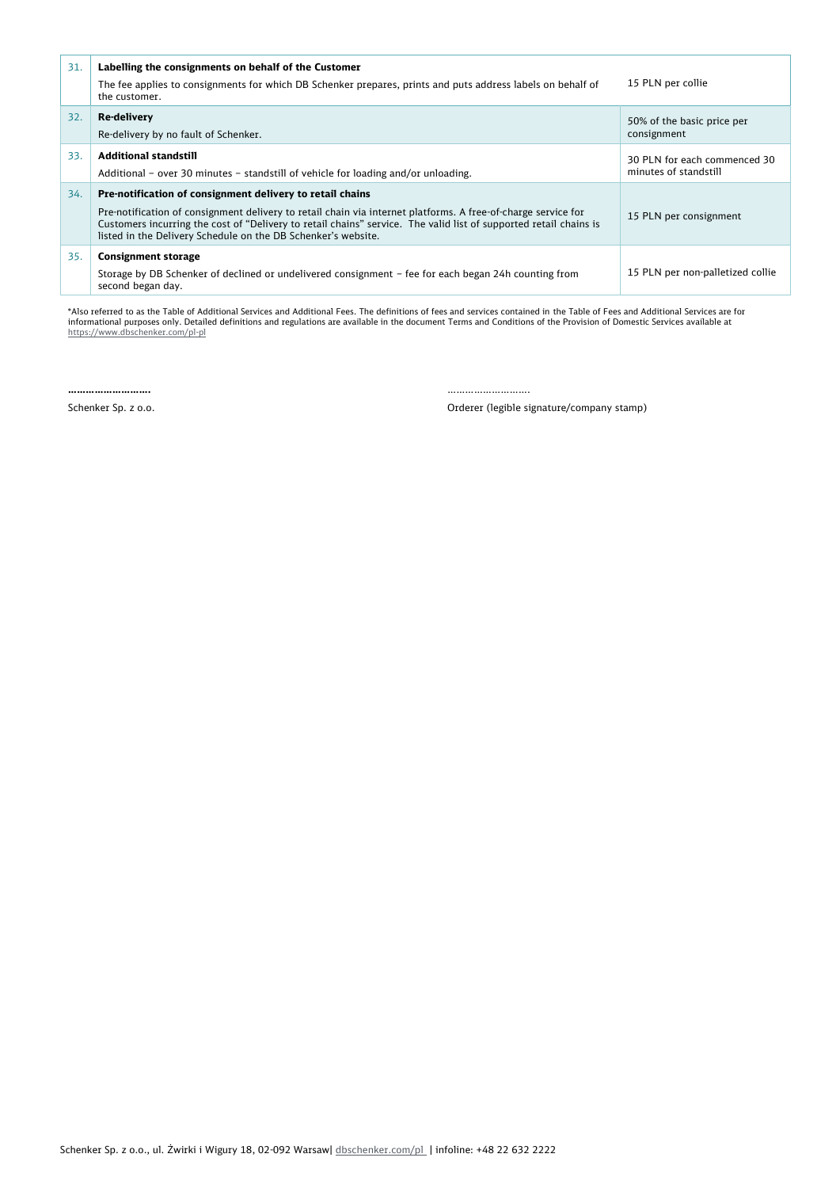| | | |
|---|---|---|
| 31. | **Labelling the consignments on behalf of the Customer**<br>The fee applies to consignments for which DB Schenker prepares, prints and puts address labels on behalf of the customer. | 15 PLN per collie |
| 32. | **Re-delivery**<br>Re-delivery by no fault of Schenker. | 50% of the basic price per consignment |
| 33. | **Additional standstill**<br>Additional – over 30 minutes – standstill of vehicle for loading and/or unloading. | 30 PLN for each commenced 30 minutes of standstill |
| 34. | **Pre-notification of consignment delivery to retail chains**<br>Pre-notification of consignment delivery to retail chain via internet platforms. A free-of-charge service for Customers incurring the cost of "Delivery to retail chains" service. The valid list of supported retail chains is listed in the Delivery Schedule on the DB Schenker's website. | 15 PLN per consignment |
| 35. | **Consignment storage**<br>Storage by DB Schenker of declined or undelivered consignment – fee for each began 24h counting from second began day. | 15 PLN per non-palletized collie |

*Also referred to as the Table of Additional Services and Additional Fees. The definitions of fees and services contained in the Table of Fees and Additional Services are for informational purposes only. Detailed definitions and regulations are available in the document Terms and Conditions of the Provision of Domestic Services available at https://www.dbschenker.com/pl-pl

……………………… ………………………

Schenker Sp. z o.o. Orderer (legible signature/company stamp)

Schenker Sp. z o.o., ul. Żwirki i Wigury 18, 02-092 Warsaw| dbschenker.com/pl | infoline: +48 22 632 2222